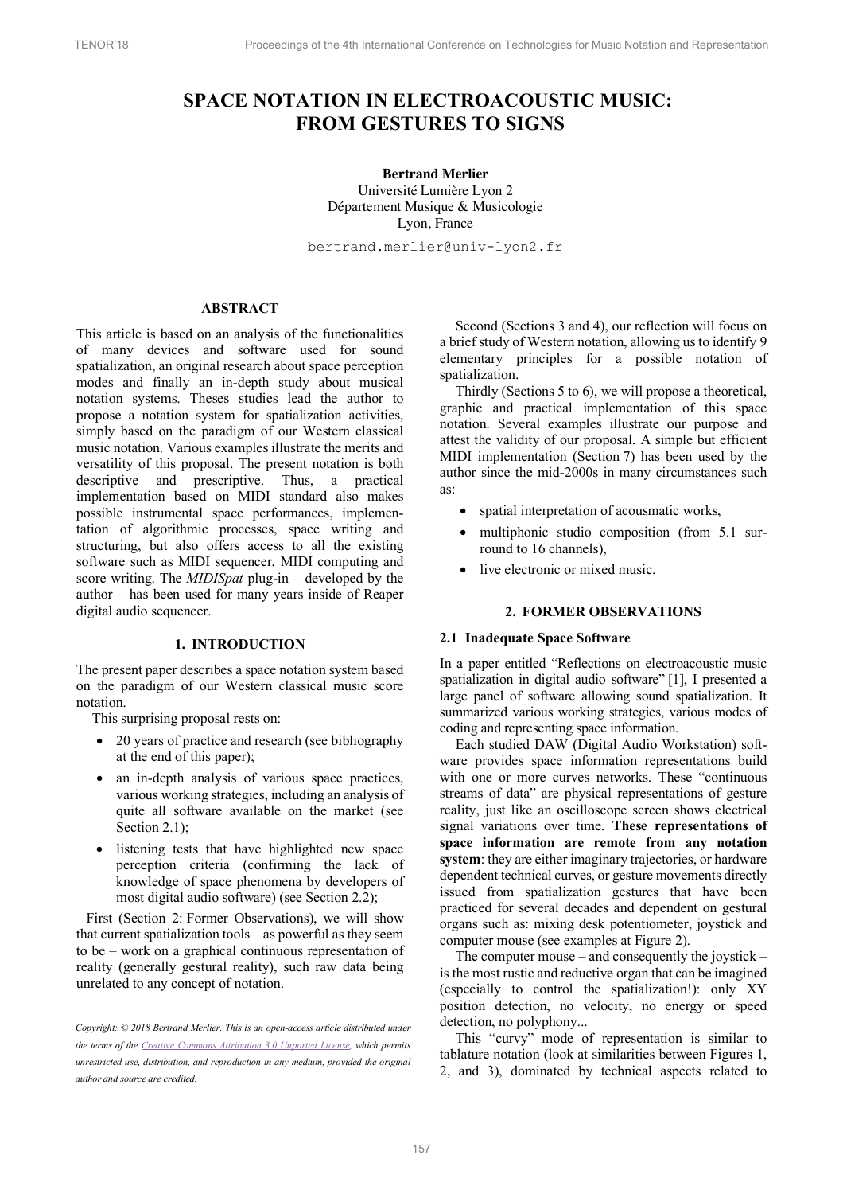# SPACE NOTATION IN ELECTROACOUSTIC MUSIC: FROM GESTURES TO SIGNS

**Bertrand Merlier**
Université Lumière Lyon 2
Département Musique & Musicologie
Lyon, France

bertrand.merlier@univ-lyon2.fr

## ABSTRACT

This article is based on an analysis of the functionalities of many devices and software used for sound spatialization, an original research about space perception modes and finally an in-depth study about musical notation systems. Theses studies lead the author to propose a notation system for spatialization activities, simply based on the paradigm of our Western classical music notation. Various examples illustrate the merits and versatility of this proposal. The present notation is both descriptive and prescriptive. Thus, a practical implementation based on MIDI standard also makes possible instrumental space performances, implementation of algorithmic processes, space writing and structuring, but also offers access to all the existing software such as MIDI sequencer, MIDI computing and score writing. The *MIDISpat* plug-in – developed by the author – has been used for many years inside of Reaper digital audio sequencer.

## 1. INTRODUCTION

The present paper describes a space notation system based on the paradigm of our Western classical music score notation.

This surprising proposal rests on:

- 20 years of practice and research (see bibliography at the end of this paper);
- an in-depth analysis of various space practices, various working strategies, including an analysis of quite all software available on the market (see Section 2.1);
- listening tests that have highlighted new space perception criteria (confirming the lack of knowledge of space phenomena by developers of most digital audio software) (see Section 2.2);

First (Section 2: Former Observations), we will show that current spatialization tools – as powerful as they seem to be – work on a graphical continuous representation of reality (generally gestural reality), such raw data being unrelated to any concept of notation.

Second (Sections 3 and 4), our reflection will focus on a brief study of Western notation, allowing us to identify 9 elementary principles for a possible notation of spatialization.

Thirdly (Sections 5 to 6), we will propose a theoretical, graphic and practical implementation of this space notation. Several examples illustrate our purpose and attest the validity of our proposal. A simple but efficient MIDI implementation (Section 7) has been used by the author since the mid-2000s in many circumstances such as:

- spatial interpretation of acousmatic works,
- multiphonic studio composition (from 5.1 surround to 16 channels),
- live electronic or mixed music.

## 2. FORMER OBSERVATIONS

### 2.1 Inadequate Space Software

In a paper entitled "Reflections on electroacoustic music spatialization in digital audio software" [1], I presented a large panel of software allowing sound spatialization. It summarized various working strategies, various modes of coding and representing space information.

Each studied DAW (Digital Audio Workstation) software provides space information representations build with one or more curves networks. These "continuous streams of data" are physical representations of gesture reality, just like an oscilloscope screen shows electrical signal variations over time. **These representations of space information are remote from any notation system**: they are either imaginary trajectories, or hardware dependent technical curves, or gesture movements directly issued from spatialization gestures that have been practiced for several decades and dependent on gestural organs such as: mixing desk potentiometer, joystick and computer mouse (see examples at Figure 2).

The computer mouse – and consequently the joystick – is the most rustic and reductive organ that can be imagined (especially to control the spatialization!): only XY position detection, no velocity, no energy or speed detection, no polyphony...

This "curvy" mode of representation is similar to tablature notation (look at similarities between Figures 1, 2, and 3), dominated by technical aspects related to

*Copyright: © 2018 Bertrand Merlier. This is an open-access article distributed under the terms of the Creative Commons Attribution 3.0 Unported License, which permits unrestricted use, distribution, and reproduction in any medium, provided the original author and source are credited.*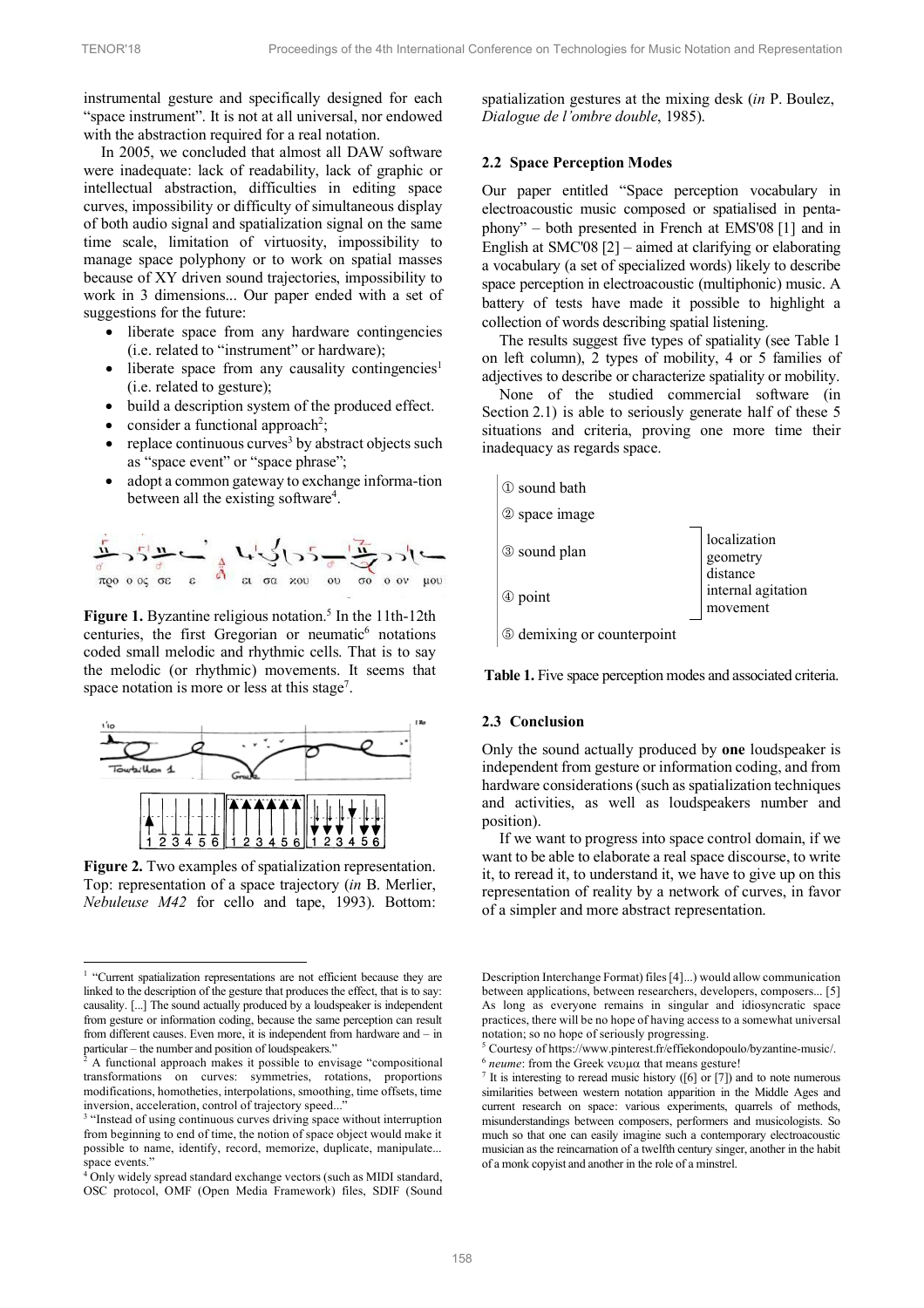instrumental gesture and specifically designed for each "space instrument". It is not at all universal, nor endowed with the abstraction required for a real notation.

In 2005, we concluded that almost all DAW software were inadequate: lack of readability, lack of graphic or intellectual abstraction, difficulties in editing space curves, impossibility or difficulty of simultaneous display of both audio signal and spatialization signal on the same time scale, limitation of virtuosity, impossibility to manage space polyphony or to work on spatial masses because of XY driven sound trajectories, impossibility to work in 3 dimensions... Our paper ended with a set of suggestions for the future:

- liberate space from any hardware contingencies (i.e. related to "instrument" or hardware);
- liberate space from any causality contingencies[1] (i.e. related to gesture);
- build a description system of the produced effect.
- consider a functional approach[2];
- replace continuous curves[3] by abstract objects such as "space event" or "space phrase";
- adopt a common gateway to exchange informa-tion between all the existing software[4].

**Figure 1.** Byzantine religious notation.[5] In the 11th-12th centuries, the first Gregorian or neumatic[6] notations coded small melodic and rhythmic cells. That is to say the melodic (or rhythmic) movements. It seems that space notation is more or less at this stage[7].

**Figure 2.** Two examples of spatialization representation. Top: representation of a space trajectory (*in* B. Merlier, *Nebuleuse M42* for cello and tape, 1993). Bottom: spatialization gestures at the mixing desk (*in* P. Boulez, *Dialogue de l'ombre double*, 1985).

### 2.2 Space Perception Modes

Our paper entitled "Space perception vocabulary in electroacoustic music composed or spatialised in pentaphony" – both presented in French at EMS'08 [1] and in English at SMC'08 [2] – aimed at clarifying or elaborating a vocabulary (a set of specialized words) likely to describe space perception in electroacoustic (multiphonic) music. A battery of tests have made it possible to highlight a collection of words describing spatial listening.

The results suggest five types of spatiality (see Table 1 on left column), 2 types of mobility, 4 or 5 families of adjectives to describe or characterize spatiality or mobility.

None of the studied commercial software (in Section 2.1) is able to seriously generate half of these 5 situations and criteria, proving one more time their inadequacy as regards space.

| Mode | Criteria |
|---|---|
| ① sound bath | |
| ② space image | |
| ③ sound plan | localization<br>geometry<br>distance<br>internal agitation<br>movement |
| ④ point | |
| ⑤ demixing or counterpoint | |

**Table 1.** Five space perception modes and associated criteria.

### 2.3 Conclusion

Only the sound actually produced by **one** loudspeaker is independent from gesture or information coding, and from hardware considerations (such as spatialization techniques and activities, as well as loudspeakers number and position).

If we want to progress into space control domain, if we want to be able to elaborate a real space discourse, to write it, to reread it, to understand it, we have to give up on this representation of reality by a network of curves, in favor of a simpler and more abstract representation.

---

[1] "Current spatialization representations are not efficient because they are linked to the description of the gesture that produces the effect, that is to say: causality. [...] The sound actually produced by a loudspeaker is independent from gesture or information coding, because the same perception can result from different causes. Even more, it is independent from hardware and – in particular – the number and position of loudspeakers."

[2] A functional approach makes it possible to envisage "compositional transformations on curves: symmetries, rotations, proportions modifications, homotheties, interpolations, smoothing, time offsets, time inversion, acceleration, control of trajectory speed..."

[3] "Instead of using continuous curves driving space without interruption from beginning to end of time, the notion of space object would make it possible to name, identify, record, memorize, duplicate, manipulate... space events."

[4] Only widely spread standard exchange vectors (such as MIDI standard, OSC protocol, OMF (Open Media Framework) files, SDIF (Sound Description Interchange Format) files [4]...) would allow communication between applications, between researchers, developers, composers... [5] As long as everyone remains in singular and idiosyncratic space practices, there will be no hope of having access to a somewhat universal notation; so no hope of seriously progressing.

[5] Courtesy of https://www.pinterest.fr/effiekondopoulo/byzantine-music/.

[6] *neume*: from the Greek νευμα that means gesture!

[7] It is interesting to reread music history ([6] or [7]) and to note numerous similarities between western notation apparition in the Middle Ages and current research on space: various experiments, quarrels of methods, misunderstandings between composers, performers and musicologists. So much so that one can easily imagine such a contemporary electroacoustic musician as the reincarnation of a twelfth century singer, another in the habit of a monk copyist and another in the role of a minstrel.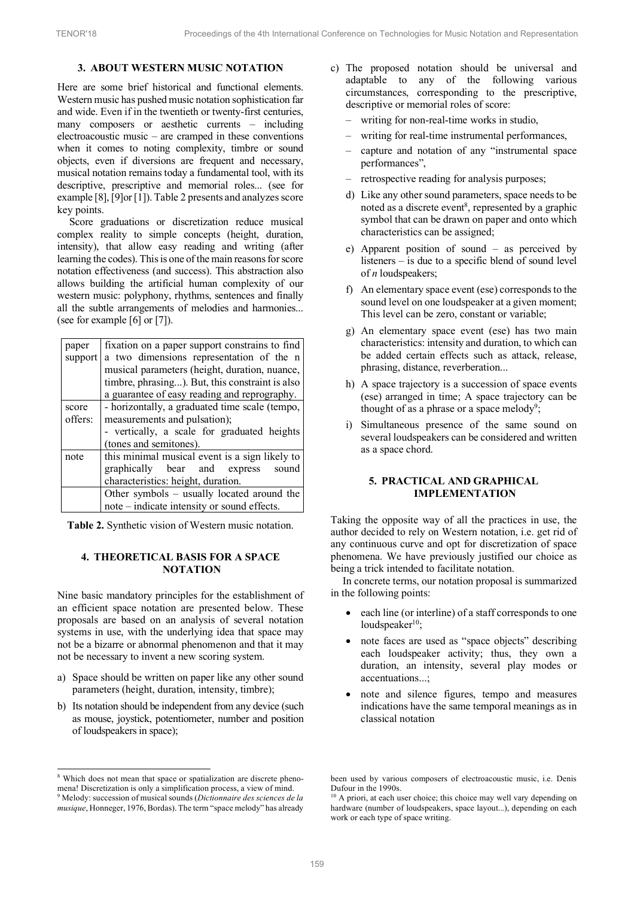## 3. ABOUT WESTERN MUSIC NOTATION

Here are some brief historical and functional elements. Western music has pushed music notation sophistication far and wide. Even if in the twentieth or twenty-first centuries, many composers or aesthetic currents – including electroacoustic music – are cramped in these conventions when it comes to noting complexity, timbre or sound objects, even if diversions are frequent and necessary, musical notation remains today a fundamental tool, with its descriptive, prescriptive and memorial roles... (see for example [8], [9]or [1]). Table 2 presents and analyzes score key points.

Score graduations or discretization reduce musical complex reality to simple concepts (height, duration, intensity), that allow easy reading and writing (after learning the codes). This is one of the main reasons for score notation effectiveness (and success). This abstraction also allows building the artificial human complexity of our western music: polyphony, rhythms, sentences and finally all the subtle arrangements of melodies and harmonies... (see for example [6] or [7]).

| | |
|---|---|
| paper support | fixation on a paper support constrains to find a two dimensions representation of the n musical parameters (height, duration, nuance, timbre, phrasing...). But, this constraint is also a guarantee of easy reading and reprography. |
| score offers: | - horizontally, a graduated time scale (tempo, measurements and pulsation);<br>- vertically, a scale for graduated heights (tones and semitones). |
| note | this minimal musical event is a sign likely to graphically bear and express sound characteristics: height, duration. |
| | Other symbols – usually located around the note – indicate intensity or sound effects. |

**Table 2.** Synthetic vision of Western music notation.

## 4. THEORETICAL BASIS FOR A SPACE NOTATION

Nine basic mandatory principles for the establishment of an efficient space notation are presented below. These proposals are based on an analysis of several notation systems in use, with the underlying idea that space may not be a bizarre or abnormal phenomenon and that it may not be necessary to invent a new scoring system.

a) Space should be written on paper like any other sound parameters (height, duration, intensity, timbre);

b) Its notation should be independent from any device (such as mouse, joystick, potentiometer, number and position of loudspeakers in space);

c) The proposed notation should be universal and adaptable to any of the following various circumstances, corresponding to the prescriptive, descriptive or memorial roles of score:
   - writing for non-real-time works in studio,
   - writing for real-time instrumental performances,
   - capture and notation of any "instrumental space performances",
   - retrospective reading for analysis purposes;

d) Like any other sound parameters, space needs to be noted as a discrete event[8], represented by a graphic symbol that can be drawn on paper and onto which characteristics can be assigned;

e) Apparent position of sound – as perceived by listeners – is due to a specific blend of sound level of *n* loudspeakers;

f) An elementary space event (ese) corresponds to the sound level on one loudspeaker at a given moment; This level can be zero, constant or variable;

g) An elementary space event (ese) has two main characteristics: intensity and duration, to which can be added certain effects such as attack, release, phrasing, distance, reverberation...

h) A space trajectory is a succession of space events (ese) arranged in time; A space trajectory can be thought of as a phrase or a space melody[9];

i) Simultaneous presence of the same sound on several loudspeakers can be considered and written as a space chord.

## 5. PRACTICAL AND GRAPHICAL IMPLEMENTATION

Taking the opposite way of all the practices in use, the author decided to rely on Western notation, i.e. get rid of any continuous curve and opt for discretization of space phenomena. We have previously justified our choice as being a trick intended to facilitate notation.

In concrete terms, our notation proposal is summarized in the following points:

- each line (or interline) of a staff corresponds to one loudspeaker[10];
- note faces are used as "space objects" describing each loudspeaker activity; thus, they own a duration, an intensity, several play modes or accentuations...;
- note and silence figures, tempo and measures indications have the same temporal meanings as in classical notation

---

[8] Which does not mean that space or spatialization are discrete phenomena! Discretization is only a simplification process, a view of mind.

[9] Melody: succession of musical sounds (*Dictionnaire des sciences de la musique*, Honneger, 1976, Bordas). The term "space melody" has already been used by various composers of electroacoustic music, i.e. Denis Dufour in the 1990s.

[10] A priori, at each user choice; this choice may well vary depending on hardware (number of loudspeakers, space layout...), depending on each work or each type of space writing.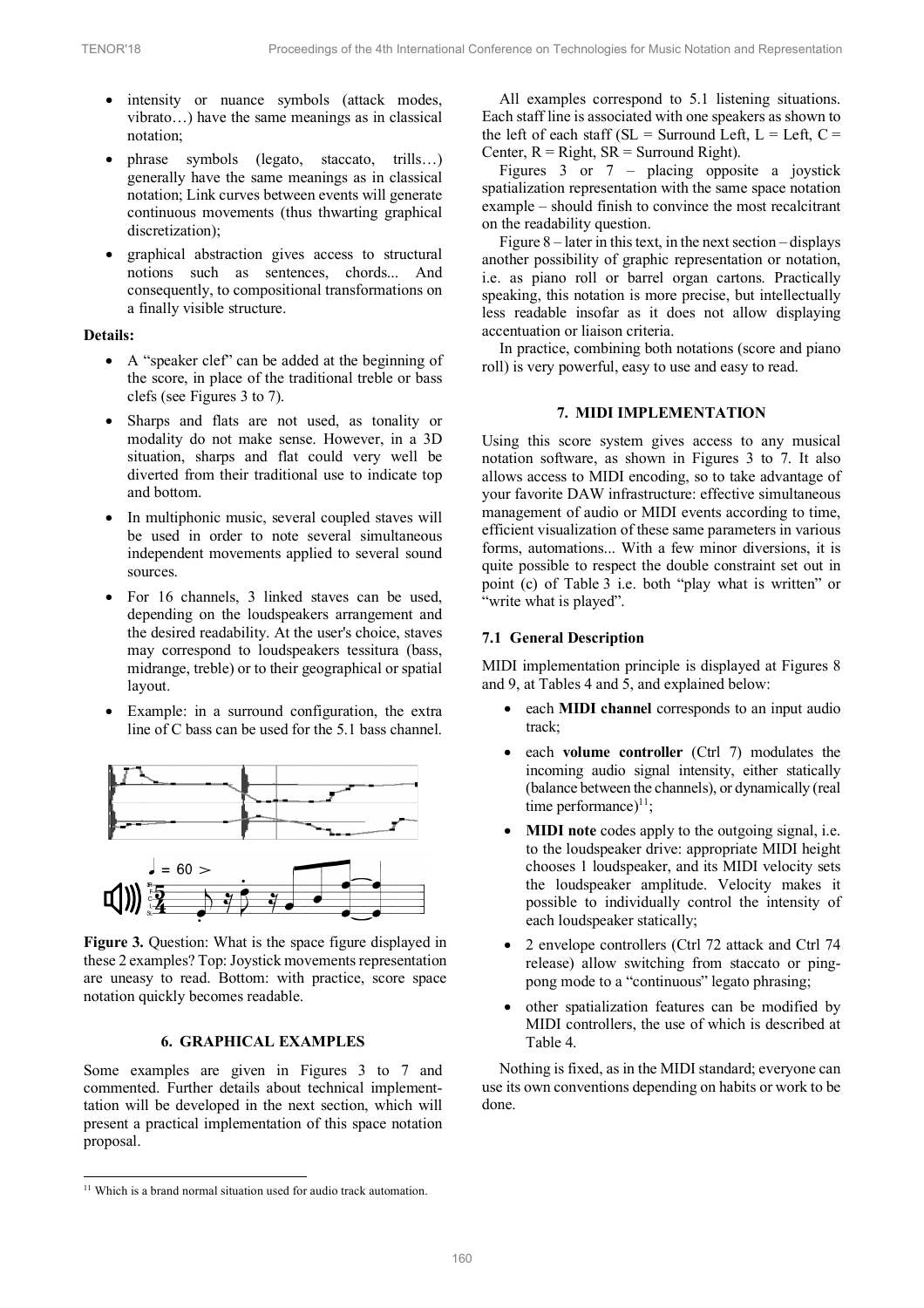- intensity or nuance symbols (attack modes, vibrato…) have the same meanings as in classical notation;
- phrase symbols (legato, staccato, trills…) generally have the same meanings as in classical notation; Link curves between events will generate continuous movements (thus thwarting graphical discretization);
- graphical abstraction gives access to structural notions such as sentences, chords... And consequently, to compositional transformations on a finally visible structure.

**Details:**

- A "speaker clef" can be added at the beginning of the score, in place of the traditional treble or bass clefs (see Figures 3 to 7).
- Sharps and flats are not used, as tonality or modality do not make sense. However, in a 3D situation, sharps and flat could very well be diverted from their traditional use to indicate top and bottom.
- In multiphonic music, several coupled staves will be used in order to note several simultaneous independent movements applied to several sound sources.
- For 16 channels, 3 linked staves can be used, depending on the loudspeakers arrangement and the desired readability. At the user's choice, staves may correspond to loudspeakers tessitura (bass, midrange, treble) or to their geographical or spatial layout.
- Example: in a surround configuration, the extra line of C bass can be used for the 5.1 bass channel.

**Figure 3.** Question: What is the space figure displayed in these 2 examples? Top: Joystick movements representation are uneasy to read. Bottom: with practice, score space notation quickly becomes readable.

## 6. GRAPHICAL EXAMPLES

Some examples are given in Figures 3 to 7 and commented. Further details about technical implementtation will be developed in the next section, which will present a practical implementation of this space notation proposal.

All examples correspond to 5.1 listening situations. Each staff line is associated with one speakers as shown to the left of each staff (SL = Surround Left, L = Left, C = Center, R = Right, SR = Surround Right).

Figures 3 or 7 – placing opposite a joystick spatialization representation with the same space notation example – should finish to convince the most recalcitrant on the readability question.

Figure 8 – later in this text, in the next section – displays another possibility of graphic representation or notation, i.e. as piano roll or barrel organ cartons. Practically speaking, this notation is more precise, but intellectually less readable insofar as it does not allow displaying accentuation or liaison criteria.

In practice, combining both notations (score and piano roll) is very powerful, easy to use and easy to read.

## 7. MIDI IMPLEMENTATION

Using this score system gives access to any musical notation software, as shown in Figures 3 to 7. It also allows access to MIDI encoding, so to take advantage of your favorite DAW infrastructure: effective simultaneous management of audio or MIDI events according to time, efficient visualization of these same parameters in various forms, automations... With a few minor diversions, it is quite possible to respect the double constraint set out in point (c) of Table 3 i.e. both "play what is written" or "write what is played".

### 7.1 General Description

MIDI implementation principle is displayed at Figures 8 and 9, at Tables 4 and 5, and explained below:

- each **MIDI channel** corresponds to an input audio track;
- each **volume controller** (Ctrl 7) modulates the incoming audio signal intensity, either statically (balance between the channels), or dynamically (real time performance)[11];
- **MIDI note** codes apply to the outgoing signal, i.e. to the loudspeaker drive: appropriate MIDI height chooses 1 loudspeaker, and its MIDI velocity sets the loudspeaker amplitude. Velocity makes it possible to individually control the intensity of each loudspeaker statically;
- 2 envelope controllers (Ctrl 72 attack and Ctrl 74 release) allow switching from staccato or ping-pong mode to a "continuous" legato phrasing;
- other spatialization features can be modified by MIDI controllers, the use of which is described at Table 4.

Nothing is fixed, as in the MIDI standard; everyone can use its own conventions depending on habits or work to be done.

[11] Which is a brand normal situation used for audio track automation.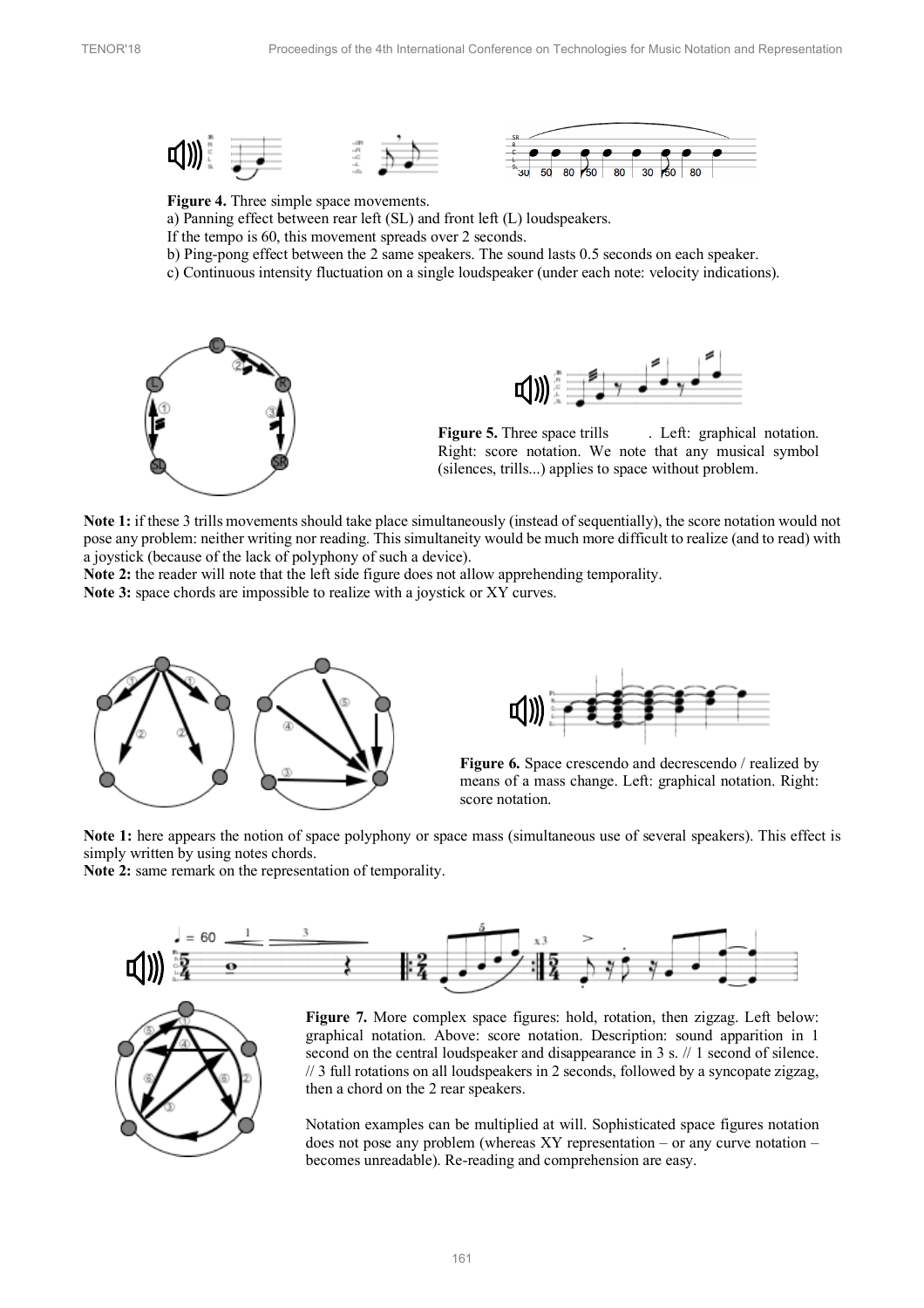**Figure 4.** Three simple space movements.

a) Panning effect between rear left (SL) and front left (L) loudspeakers.

If the tempo is 60, this movement spreads over 2 seconds.

b) Ping-pong effect between the 2 same speakers. The sound lasts 0.5 seconds on each speaker.

c) Continuous intensity fluctuation on a single loudspeaker (under each note: velocity indications).

**Figure 5.** Three space trills . Left: graphical notation. Right: score notation. We note that any musical symbol (silences, trills...) applies to space without problem.

**Note 1:** if these 3 trills movements should take place simultaneously (instead of sequentially), the score notation would not pose any problem: neither writing nor reading. This simultaneity would be much more difficult to realize (and to read) with a joystick (because of the lack of polyphony of such a device).

**Note 2:** the reader will note that the left side figure does not allow apprehending temporality.

**Note 3:** space chords are impossible to realize with a joystick or XY curves.

**Figure 6.** Space crescendo and decrescendo / realized by means of a mass change. Left: graphical notation. Right: score notation.

**Note 1:** here appears the notion of space polyphony or space mass (simultaneous use of several speakers). This effect is simply written by using notes chords.

**Note 2:** same remark on the representation of temporality.

**Figure 7.** More complex space figures: hold, rotation, then zigzag. Left below: graphical notation. Above: score notation. Description: sound apparition in 1 second on the central loudspeaker and disappearance in 3 s. // 1 second of silence. // 3 full rotations on all loudspeakers in 2 seconds, followed by a syncopate zigzag, then a chord on the 2 rear speakers.

Notation examples can be multiplied at will. Sophisticated space figures notation does not pose any problem (whereas XY representation – or any curve notation – becomes unreadable). Re-reading and comprehension are easy.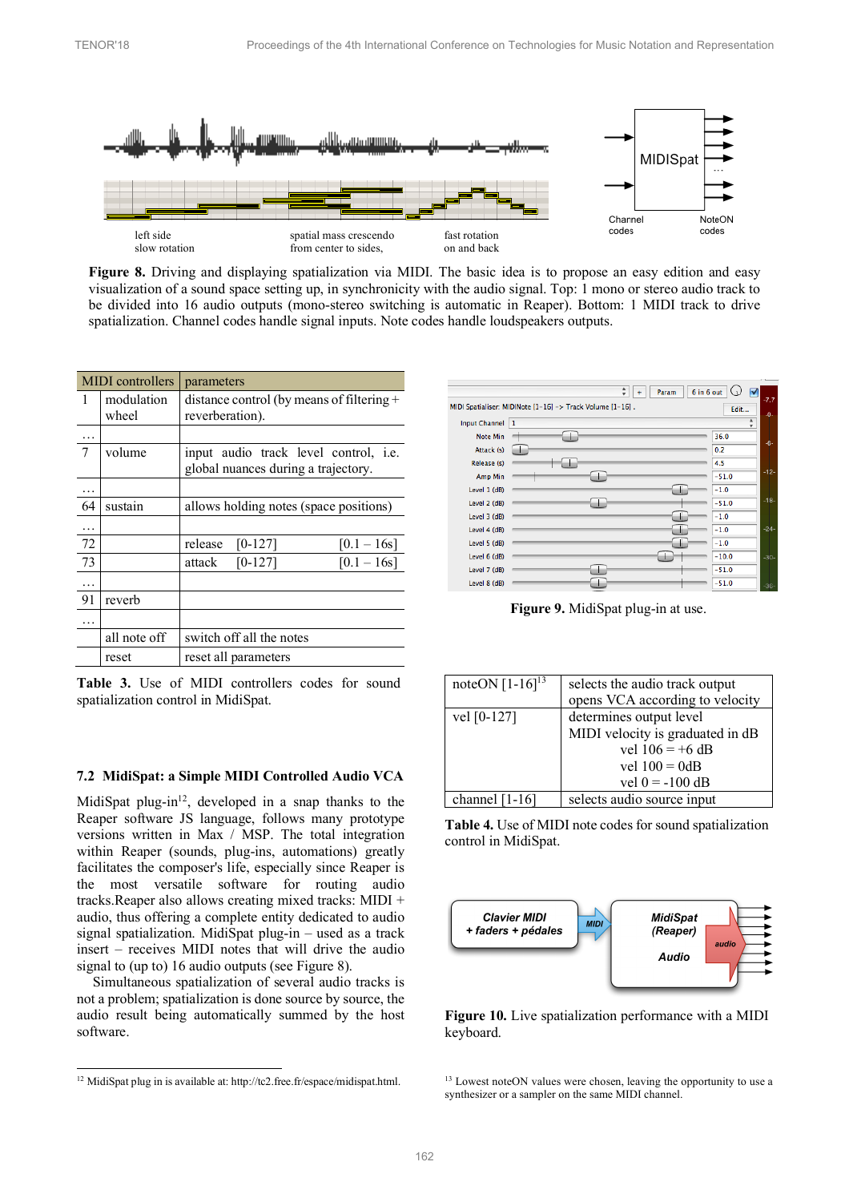**Figure 8.** Driving and displaying spatialization via MIDI. The basic idea is to propose an easy edition and easy visualization of a sound space setting up, in synchronicity with the audio signal. Top: 1 mono or stereo audio track to be divided into 16 audio outputs (mono-stereo switching is automatic in Reaper). Bottom: 1 MIDI track to drive spatialization. Channel codes handle signal inputs. Note codes handle loudspeakers outputs.

| MIDI controllers | | parameters |
|---|---|---|
| 1 | modulation wheel | distance control (by means of filtering + reverberation). |
| … | | |
| 7 | volume | input audio track level control, i.e. global nuances during a trajectory. |
| … | | |
| 64 | sustain | allows holding notes (space positions) |
| … | | |
| 72 | | release [0-127] [0.1 – 16s] |
| 73 | | attack [0-127] [0.1 – 16s] |
| … | | |
| 91 | reverb | |
| … | | |
| | all note off | switch off all the notes |
| | reset | reset all parameters |

**Table 3.** Use of MIDI controllers codes for sound spatialization control in MidiSpat.

### 7.2 MidiSpat: a Simple MIDI Controlled Audio VCA

MidiSpat plug-in[12], developed in a snap thanks to the Reaper software JS language, follows many prototype versions written in Max / MSP. The total integration within Reaper (sounds, plug-ins, automations) greatly facilitates the composer's life, especially since Reaper is the most versatile software for routing audio tracks.Reaper also allows creating mixed tracks: MIDI + audio, thus offering a complete entity dedicated to audio signal spatialization. MidiSpat plug-in – used as a track insert – receives MIDI notes that will drive the audio signal to (up to) 16 audio outputs (see Figure 8).

Simultaneous spatialization of several audio tracks is not a problem; spatialization is done source by source, the audio result being automatically summed by the host software.

**Figure 9.** MidiSpat plug-in at use.

| noteON [1-16][13] | selects the audio track output opens VCA according to velocity |
|---|---|
| vel [0-127] | determines output level MIDI velocity is graduated in dB vel 106 = +6 dB vel 100 = 0dB vel 0 = -100 dB |
| channel [1-16] | selects audio source input |

**Table 4.** Use of MIDI note codes for sound spatialization control in MidiSpat.

**Figure 10.** Live spatialization performance with a MIDI keyboard.

[12] MidiSpat plug in is available at: http://tc2.free.fr/espace/midispat.html.

[13] Lowest noteON values were chosen, leaving the opportunity to use a synthesizer or a sampler on the same MIDI channel.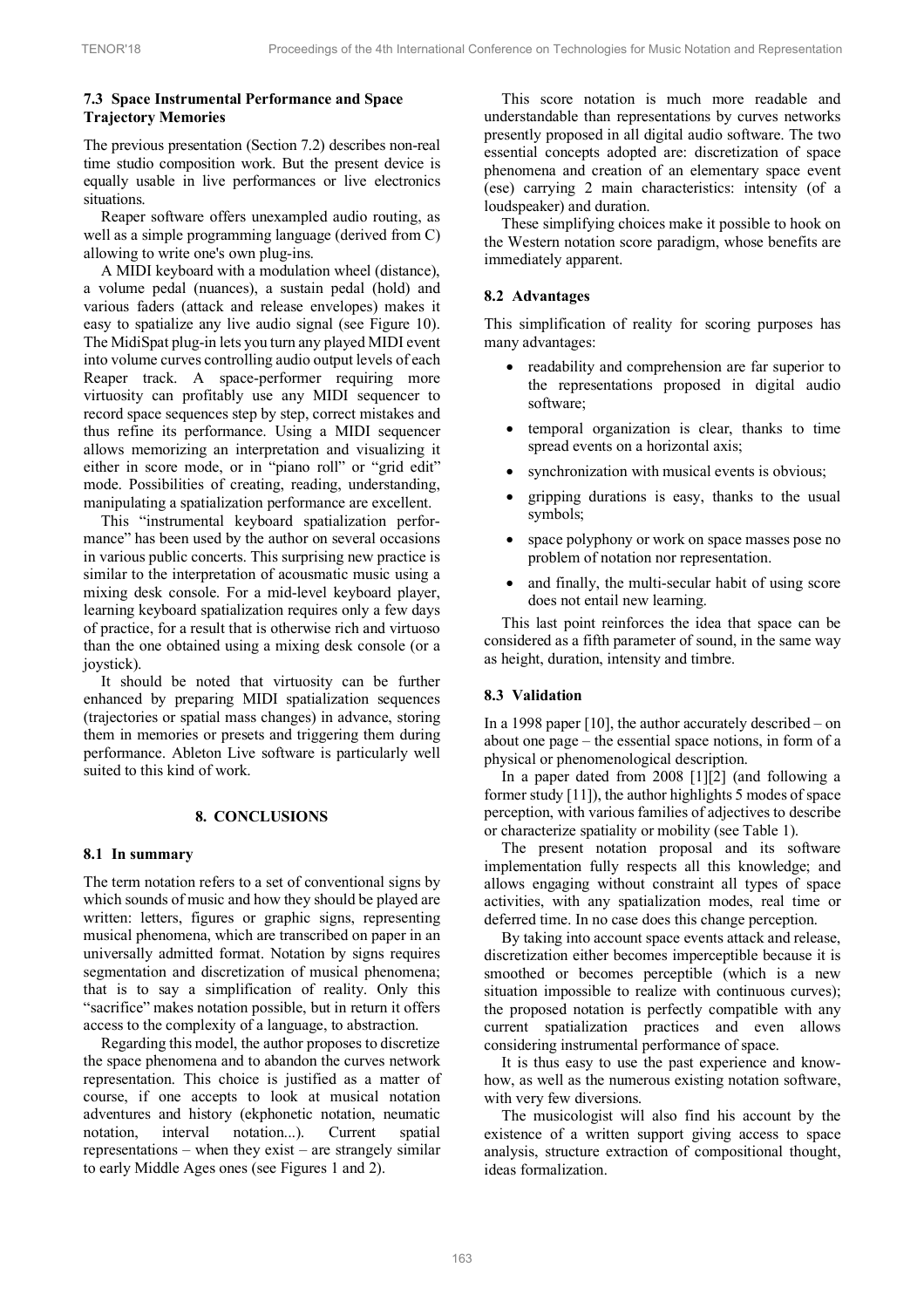### 7.3 Space Instrumental Performance and Space Trajectory Memories

The previous presentation (Section 7.2) describes non-real time studio composition work. But the present device is equally usable in live performances or live electronics situations.

Reaper software offers unexampled audio routing, as well as a simple programming language (derived from C) allowing to write one's own plug-ins.

A MIDI keyboard with a modulation wheel (distance), a volume pedal (nuances), a sustain pedal (hold) and various faders (attack and release envelopes) makes it easy to spatialize any live audio signal (see Figure 10). The MidiSpat plug-in lets you turn any played MIDI event into volume curves controlling audio output levels of each Reaper track. A space-performer requiring more virtuosity can profitably use any MIDI sequencer to record space sequences step by step, correct mistakes and thus refine its performance. Using a MIDI sequencer allows memorizing an interpretation and visualizing it either in score mode, or in "piano roll" or "grid edit" mode. Possibilities of creating, reading, understanding, manipulating a spatialization performance are excellent.

This "instrumental keyboard spatialization performance" has been used by the author on several occasions in various public concerts. This surprising new practice is similar to the interpretation of acousmatic music using a mixing desk console. For a mid-level keyboard player, learning keyboard spatialization requires only a few days of practice, for a result that is otherwise rich and virtuoso than the one obtained using a mixing desk console (or a joystick).

It should be noted that virtuosity can be further enhanced by preparing MIDI spatialization sequences (trajectories or spatial mass changes) in advance, storing them in memories or presets and triggering them during performance. Ableton Live software is particularly well suited to this kind of work.

## 8. CONCLUSIONS

### 8.1 In summary

The term notation refers to a set of conventional signs by which sounds of music and how they should be played are written: letters, figures or graphic signs, representing musical phenomena, which are transcribed on paper in an universally admitted format. Notation by signs requires segmentation and discretization of musical phenomena; that is to say a simplification of reality. Only this "sacrifice" makes notation possible, but in return it offers access to the complexity of a language, to abstraction.

Regarding this model, the author proposes to discretize the space phenomena and to abandon the curves network representation. This choice is justified as a matter of course, if one accepts to look at musical notation adventures and history (ekphonetic notation, neumatic notation, interval notation...). Current spatial representations – when they exist – are strangely similar to early Middle Ages ones (see Figures 1 and 2).

This score notation is much more readable and understandable than representations by curves networks presently proposed in all digital audio software. The two essential concepts adopted are: discretization of space phenomena and creation of an elementary space event (ese) carrying 2 main characteristics: intensity (of a loudspeaker) and duration.

These simplifying choices make it possible to hook on the Western notation score paradigm, whose benefits are immediately apparent.

### 8.2 Advantages

This simplification of reality for scoring purposes has many advantages:

- readability and comprehension are far superior to the representations proposed in digital audio software;
- temporal organization is clear, thanks to time spread events on a horizontal axis;
- synchronization with musical events is obvious;
- gripping durations is easy, thanks to the usual symbols;
- space polyphony or work on space masses pose no problem of notation nor representation.
- and finally, the multi-secular habit of using score does not entail new learning.

This last point reinforces the idea that space can be considered as a fifth parameter of sound, in the same way as height, duration, intensity and timbre.

### 8.3 Validation

In a 1998 paper [10], the author accurately described – on about one page – the essential space notions, in form of a physical or phenomenological description.

In a paper dated from 2008 [1][2] (and following a former study [11]), the author highlights 5 modes of space perception, with various families of adjectives to describe or characterize spatiality or mobility (see Table 1).

The present notation proposal and its software implementation fully respects all this knowledge; and allows engaging without constraint all types of space activities, with any spatialization modes, real time or deferred time. In no case does this change perception.

By taking into account space events attack and release, discretization either becomes imperceptible because it is smoothed or becomes perceptible (which is a new situation impossible to realize with continuous curves); the proposed notation is perfectly compatible with any current spatialization practices and even allows considering instrumental performance of space.

It is thus easy to use the past experience and know-how, as well as the numerous existing notation software, with very few diversions.

The musicologist will also find his account by the existence of a written support giving access to space analysis, structure extraction of compositional thought, ideas formalization.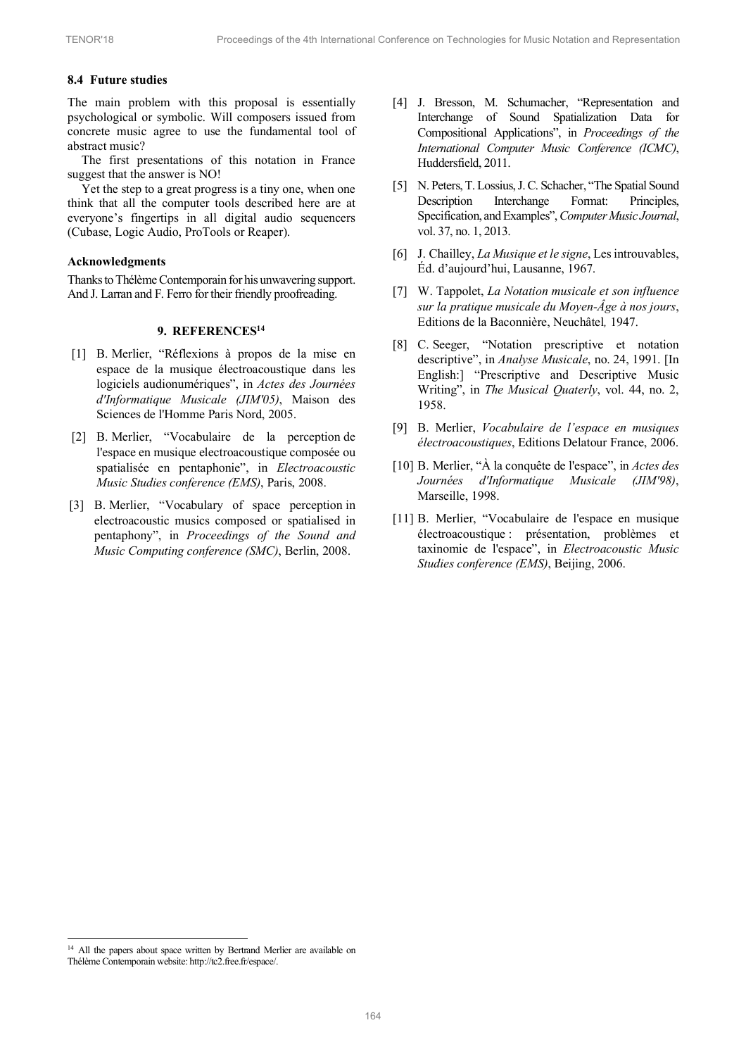### 8.4 Future studies

The main problem with this proposal is essentially psychological or symbolic. Will composers issued from concrete music agree to use the fundamental tool of abstract music?

The first presentations of this notation in France suggest that the answer is NO!

Yet the step to a great progress is a tiny one, when one think that all the computer tools described here are at everyone's fingertips in all digital audio sequencers (Cubase, Logic Audio, ProTools or Reaper).

### Acknowledgments

Thanks to Thélème Contemporain for his unwavering support. And J. Larran and F. Ferro for their friendly proofreading.

## 9. REFERENCES[14]

[1] B. Merlier, "Réflexions à propos de la mise en espace de la musique électroacoustique dans les logiciels audionumériques", in *Actes des Journées d'Informatique Musicale (JIM'05)*, Maison des Sciences de l'Homme Paris Nord, 2005.

[2] B. Merlier, "Vocabulaire de la perception de l'espace en musique electroacoustique composée ou spatialisée en pentaphonie", in *Electroacoustic Music Studies conference (EMS)*, Paris, 2008.

[3] B. Merlier, "Vocabulary of space perception in electroacoustic musics composed or spatialised in pentaphony", in *Proceedings of the Sound and Music Computing conference (SMC)*, Berlin, 2008.

[4] J. Bresson, M. Schumacher, "Representation and Interchange of Sound Spatialization Data for Compositional Applications", in *Proceedings of the International Computer Music Conference (ICMC)*, Huddersfield, 2011.

[5] N. Peters, T. Lossius, J. C. Schacher, "The Spatial Sound Description Interchange Format: Principles, Specification, and Examples", *Computer Music Journal*, vol. 37, no. 1, 2013.

[6] J. Chailley, *La Musique et le signe*, Les introuvables, Éd. d'aujourd'hui, Lausanne, 1967.

[7] W. Tappolet, *La Notation musicale et son influence sur la pratique musicale du Moyen-Âge à nos jours*, Editions de la Baconnière, Neuchâtel, 1947.

[8] C. Seeger, "Notation prescriptive et notation descriptive", in *Analyse Musicale*, no. 24, 1991. [In English:] "Prescriptive and Descriptive Music Writing", in *The Musical Quaterly*, vol. 44, no. 2, 1958.

[9] B. Merlier, *Vocabulaire de l'espace en musiques électroacoustiques*, Editions Delatour France, 2006.

[10] B. Merlier, "À la conquête de l'espace", in *Actes des Journées d'Informatique Musicale (JIM'98)*, Marseille, 1998.

[11] B. Merlier, "Vocabulaire de l'espace en musique électroacoustique : présentation, problèmes et taxinomie de l'espace", in *Electroacoustic Music Studies conference (EMS)*, Beijing, 2006.

---

[14] All the papers about space written by Bertrand Merlier are available on Thélème Contemporain website: http://tc2.free.fr/espace/.